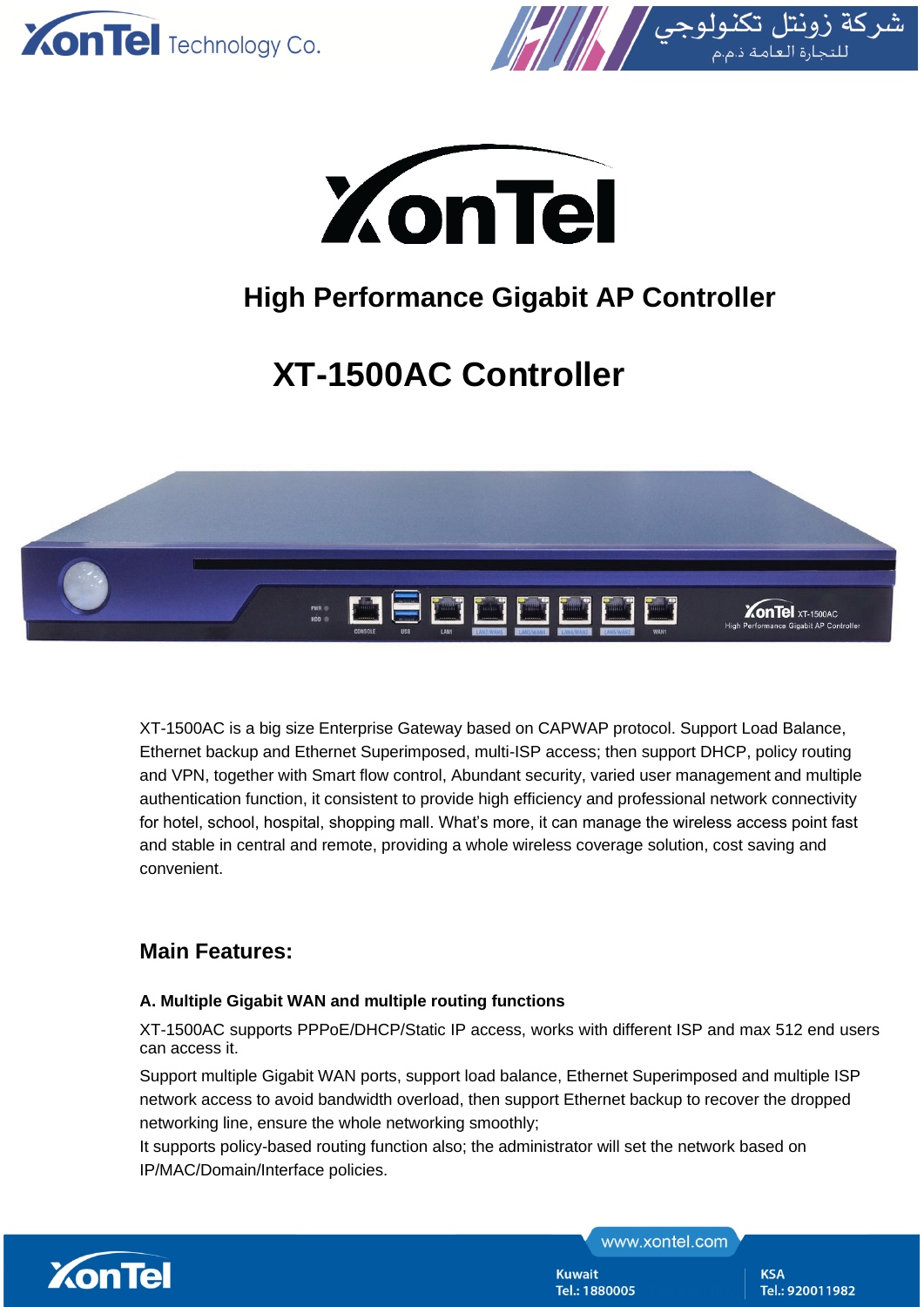# High Performance Gigabit AP Controller

# XT-1500AC Controller

XT-1500AC is a big size Enterprise Gateway based on CAPWAP protocol. Support Load Balance, Ethernet backup and Ethernet Superimposed, multi-ISP access; then support DHCP, policy routing and VPN, together with Smart flow control, Abundant security, varied user management and multiple authentication function, it consistent to provide high efficiency and professional network connectivity for hotel, school, hospital, shopping mall. What's more, it can manage the wireless access point fast and stable in central and remote, providing a whole wireless coverage solution, cost saving and convenient.

## Main Features:

### A. Multiple Gigabit WAN and multiple routing functions

XT-1500AC supports PPPoE/DHCP/Static IP access, works with different ISP and max 512 end users can access it.

Support multiple Gigabit WAN ports, support load balance, Ethernet Superimposed and multiple ISP network access to avoid bandwidth overload, then support Ethernet backup to recover the dropped networking line, ensure the whole networking smoothly;

It supports policy-based routing function also; the administrator will set the network based on IP/MAC/Domain/Interface policies.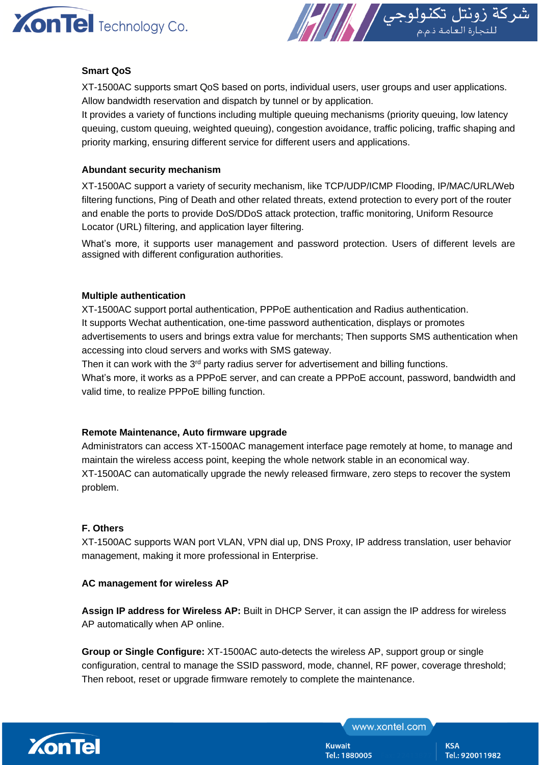**Smart QoS**

XT-1500AC supports smart QoS based on ports, individual users, user groups and user applications. Allow bandwidth reservation and dispatch by tunnel or by application.
It provides a variety of functions including multiple queuing mechanisms (priority queuing, low latency queuing, custom queuing, weighted queuing), congestion avoidance, traffic policing, traffic shaping and priority marking, ensuring different service for different users and applications.

**Abundant security mechanism**

XT-1500AC support a variety of security mechanism, like TCP/UDP/ICMP Flooding, IP/MAC/URL/Web filtering functions, Ping of Death and other related threats, extend protection to every port of the router and enable the ports to provide DoS/DDoS attack protection, traffic monitoring, Uniform Resource Locator (URL) filtering, and application layer filtering.

What's more, it supports user management and password protection. Users of different levels are assigned with different configuration authorities.

**Multiple authentication**

XT-1500AC support portal authentication, PPPoE authentication and Radius authentication.
It supports Wechat authentication, one-time password authentication, displays or promotes advertisements to users and brings extra value for merchants; Then supports SMS authentication when accessing into cloud servers and works with SMS gateway.
Then it can work with the 3rd party radius server for advertisement and billing functions.
What's more, it works as a PPPoE server, and can create a PPPoE account, password, bandwidth and valid time, to realize PPPoE billing function.

**Remote Maintenance, Auto firmware upgrade**

Administrators can access XT-1500AC management interface page remotely at home, to manage and maintain the wireless access point, keeping the whole network stable in an economical way.
XT-1500AC can automatically upgrade the newly released firmware, zero steps to recover the system problem.

**F. Others**

XT-1500AC supports WAN port VLAN, VPN dial up, DNS Proxy, IP address translation, user behavior management, making it more professional in Enterprise.

**AC management for wireless AP**

**Assign IP address for Wireless AP:** Built in DHCP Server, it can assign the IP address for wireless AP automatically when AP online.

**Group or Single Configure:** XT-1500AC auto-detects the wireless AP, support group or single configuration, central to manage the SSID password, mode, channel, RF power, coverage threshold; Then reboot, reset or upgrade firmware remotely to complete the maintenance.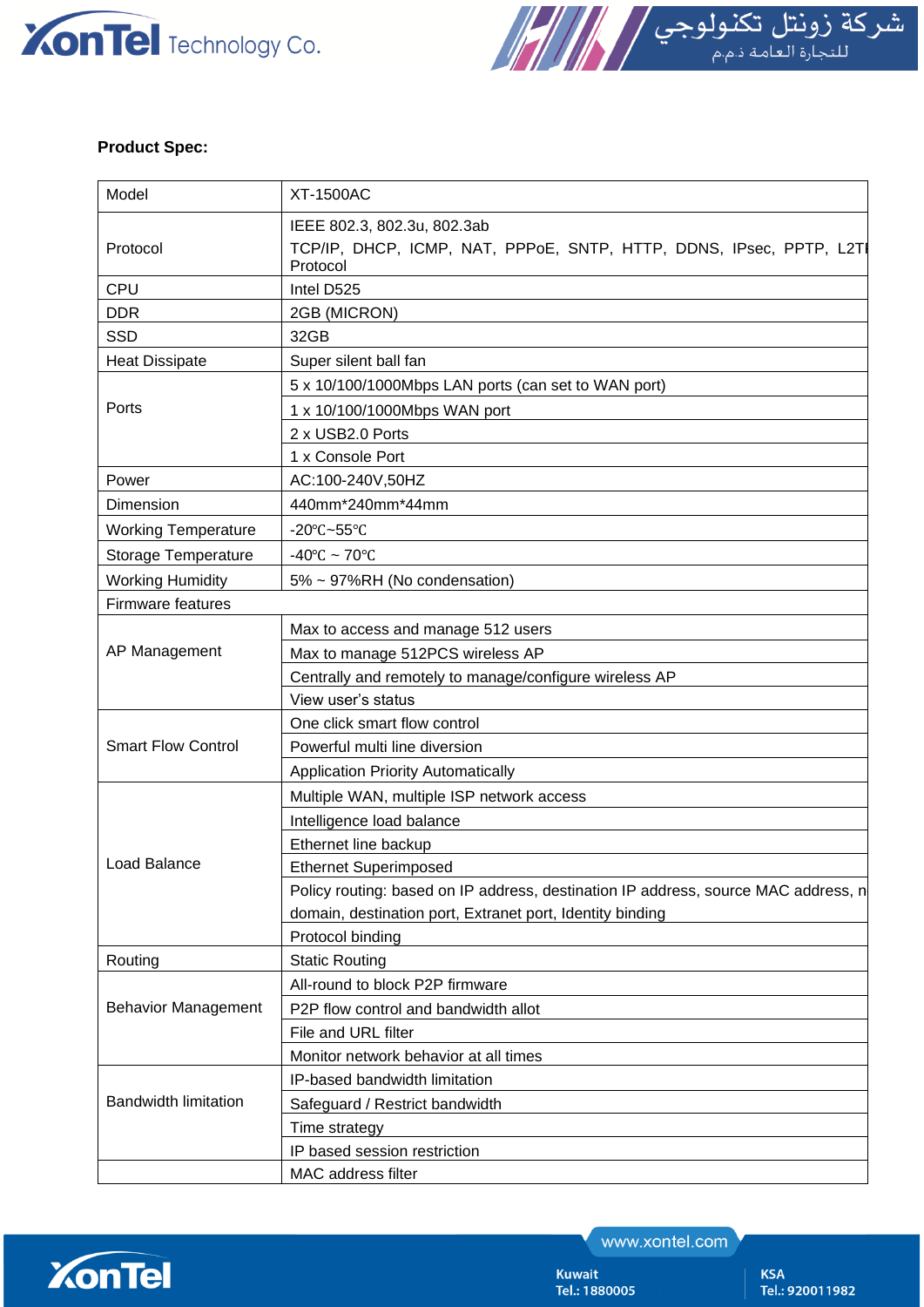**Product Spec:**

| Model | XT-1500AC |
|---|---|
| Protocol | IEEE 802.3, 802.3u, 802.3ab<br>TCP/IP, DHCP, ICMP, NAT, PPPoE, SNTP, HTTP, DDNS, IPsec, PPTP, L2TP Protocol |
| CPU | Intel D525 |
| DDR | 2GB (MICRON) |
| SSD | 32GB |
| Heat Dissipate | Super silent ball fan |
| Ports | 5 x 10/100/1000Mbps LAN ports (can set to WAN port) |
| | 1 x 10/100/1000Mbps WAN port |
| | 2 x USB2.0 Ports |
| | 1 x Console Port |
| Power | AC:100-240V,50HZ |
| Dimension | 440mm*240mm*44mm |
| Working Temperature | -20℃~55℃ |
| Storage Temperature | -40℃ ~ 70℃ |
| Working Humidity | 5% ~ 97%RH (No condensation) |
| Firmware features | |
| AP Management | Max to access and manage 512 users |
| | Max to manage 512PCS wireless AP |
| | Centrally and remotely to manage/configure wireless AP |
| | View user's status |
| Smart Flow Control | One click smart flow control |
| | Powerful multi line diversion |
| | Application Priority Automatically |
| Load Balance | Multiple WAN, multiple ISP network access |
| | Intelligence load balance |
| | Ethernet line backup |
| | Ethernet Superimposed |
| | Policy routing: based on IP address, destination IP address, source MAC address, n domain, destination port, Extranet port, Identity binding |
| | Protocol binding |
| Routing | Static Routing |
| Behavior Management | All-round to block P2P firmware |
| | P2P flow control and bandwidth allot |
| | File and URL filter |
| | Monitor network behavior at all times |
| Bandwidth limitation | IP-based bandwidth limitation |
| | Safeguard / Restrict bandwidth |
| | Time strategy |
| | IP based session restriction |
| | MAC address filter |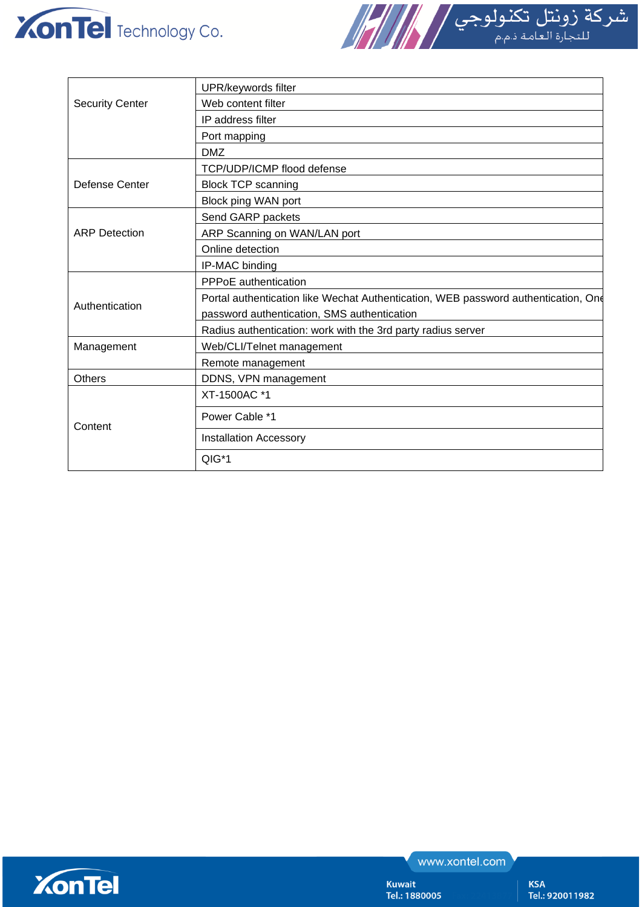| | |
|---|---|
| Security Center | UPR/keywords filter |
| | Web content filter |
| | IP address filter |
| | Port mapping |
| | DMZ |
| Defense Center | TCP/UDP/ICMP flood defense |
| | Block TCP scanning |
| | Block ping WAN port |
| ARP Detection | Send GARP packets |
| | ARP Scanning on WAN/LAN port |
| | Online detection |
| | IP-MAC binding |
| Authentication | PPPoE authentication |
| | Portal authentication like Wechat Authentication, WEB password authentication, One password authentication, SMS authentication |
| | Radius authentication: work with the 3rd party radius server |
| Management | Web/CLI/Telnet management |
| | Remote management |
| Others | DDNS, VPN management |
| Content | XT-1500AC *1 |
| | Power Cable *1 |
| | Installation Accessory |
| | QIG*1 |